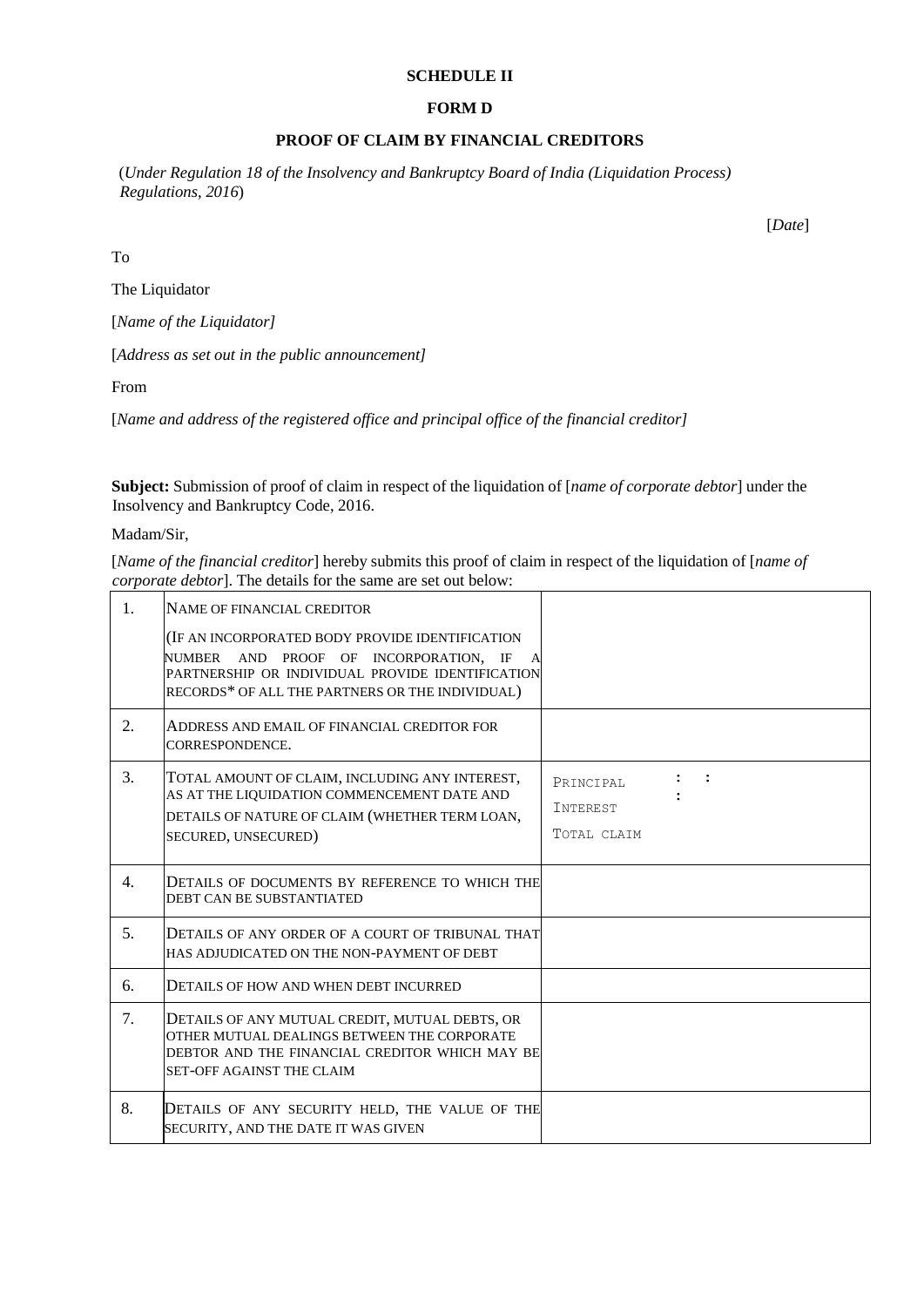**SCHEDULE II**

**FORM D**

**PROOF OF CLAIM BY FINANCIAL CREDITORS**

(*Under Regulation 18 of the Insolvency and Bankruptcy Board of India (Liquidation Process) Regulations, 2016*)

[*Date*]

To

The Liquidator

[*Name of the Liquidator]*

[*Address as set out in the public announcement]*

From

[*Name and address of the registered office and principal office of the financial creditor]*

**Subject:** Submission of proof of claim in respect of the liquidation of [*name of corporate debtor*] under the Insolvency and Bankruptcy Code, 2016.

Madam/Sir,

[*Name of the financial creditor*] hereby submits this proof of claim in respect of the liquidation of [*name of corporate debtor*]. The details for the same are set out below:

| | | |
|---|---|---|
| 1. | NAME OF FINANCIAL CREDITOR<br>(IF AN INCORPORATED BODY PROVIDE IDENTIFICATION NUMBER AND PROOF OF INCORPORATION, IF A PARTNERSHIP OR INDIVIDUAL PROVIDE IDENTIFICATION RECORDS* OF ALL THE PARTNERS OR THE INDIVIDUAL) | |
| 2. | ADDRESS AND EMAIL OF FINANCIAL CREDITOR FOR CORRESPONDENCE. | |
| 3. | TOTAL AMOUNT OF CLAIM, INCLUDING ANY INTEREST, AS AT THE LIQUIDATION COMMENCEMENT DATE AND DETAILS OF NATURE OF CLAIM (WHETHER TERM LOAN, SECURED, UNSECURED) | PRINCIPAL :<br>INTEREST :<br>TOTAL CLAIM : |
| 4. | DETAILS OF DOCUMENTS BY REFERENCE TO WHICH THE DEBT CAN BE SUBSTANTIATED | |
| 5. | DETAILS OF ANY ORDER OF A COURT OF TRIBUNAL THAT HAS ADJUDICATED ON THE NON-PAYMENT OF DEBT | |
| 6. | DETAILS OF HOW AND WHEN DEBT INCURRED | |
| 7. | DETAILS OF ANY MUTUAL CREDIT, MUTUAL DEBTS, OR OTHER MUTUAL DEALINGS BETWEEN THE CORPORATE DEBTOR AND THE FINANCIAL CREDITOR WHICH MAY BE SET-OFF AGAINST THE CLAIM | |
| 8. | DETAILS OF ANY SECURITY HELD, THE VALUE OF THE SECURITY, AND THE DATE IT WAS GIVEN | |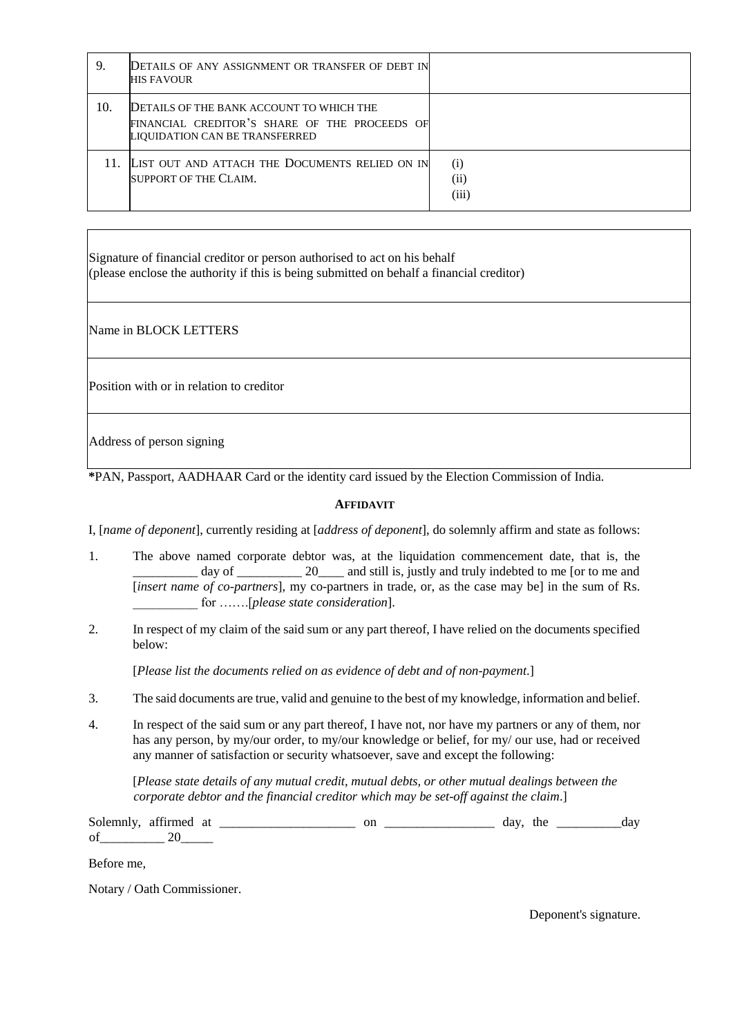| 9. | DETAILS OF ANY ASSIGNMENT OR TRANSFER OF DEBT IN HIS FAVOUR | |
|---|---|---|
| 10. | DETAILS OF THE BANK ACCOUNT TO WHICH THE FINANCIAL CREDITOR'S SHARE OF THE PROCEEDS OF LIQUIDATION CAN BE TRANSFERRED | |
| 11. | LIST OUT AND ATTACH THE DOCUMENTS RELIED ON IN SUPPORT OF THE CLAIM. | (i)<br>(ii)<br>(iii) |

| Signature of financial creditor or person authorised to act on his behalf<br>(please enclose the authority if this is being submitted on behalf a financial creditor) |
|---|
| Name in BLOCK LETTERS |
| Position with or in relation to creditor |
| Address of person signing |

***PAN, Passport, AADHAAR Card or the identity card issued by the Election Commission of India.**

**AFFIDAVIT**

I, [*name of deponent*], currently residing at [*address of deponent*], do solemnly affirm and state as follows:

1. The above named corporate debtor was, at the liquidation commencement date, that is, the __________ day of __________ 20____ and still is, justly and truly indebted to me [or to me and [*insert name of co-partners*], my co-partners in trade, or, as the case may be] in the sum of Rs. __________ for …….[*please state consideration*].

2. In respect of my claim of the said sum or any part thereof, I have relied on the documents specified below:

   [*Please list the documents relied on as evidence of debt and of non-payment.*]

3. The said documents are true, valid and genuine to the best of my knowledge, information and belief.

4. In respect of the said sum or any part thereof, I have not, nor have my partners or any of them, nor has any person, by my/our order, to my/our knowledge or belief, for my/ our use, had or received any manner of satisfaction or security whatsoever, save and except the following:

   [*Please state details of any mutual credit, mutual debts, or other mutual dealings between the corporate debtor and the financial creditor which may be set-off against the claim*.]

Solemnly, affirmed at _____________________ on _________________ day, the __________day of__________ 20_____

Before me,

Notary / Oath Commissioner.

Deponent's signature.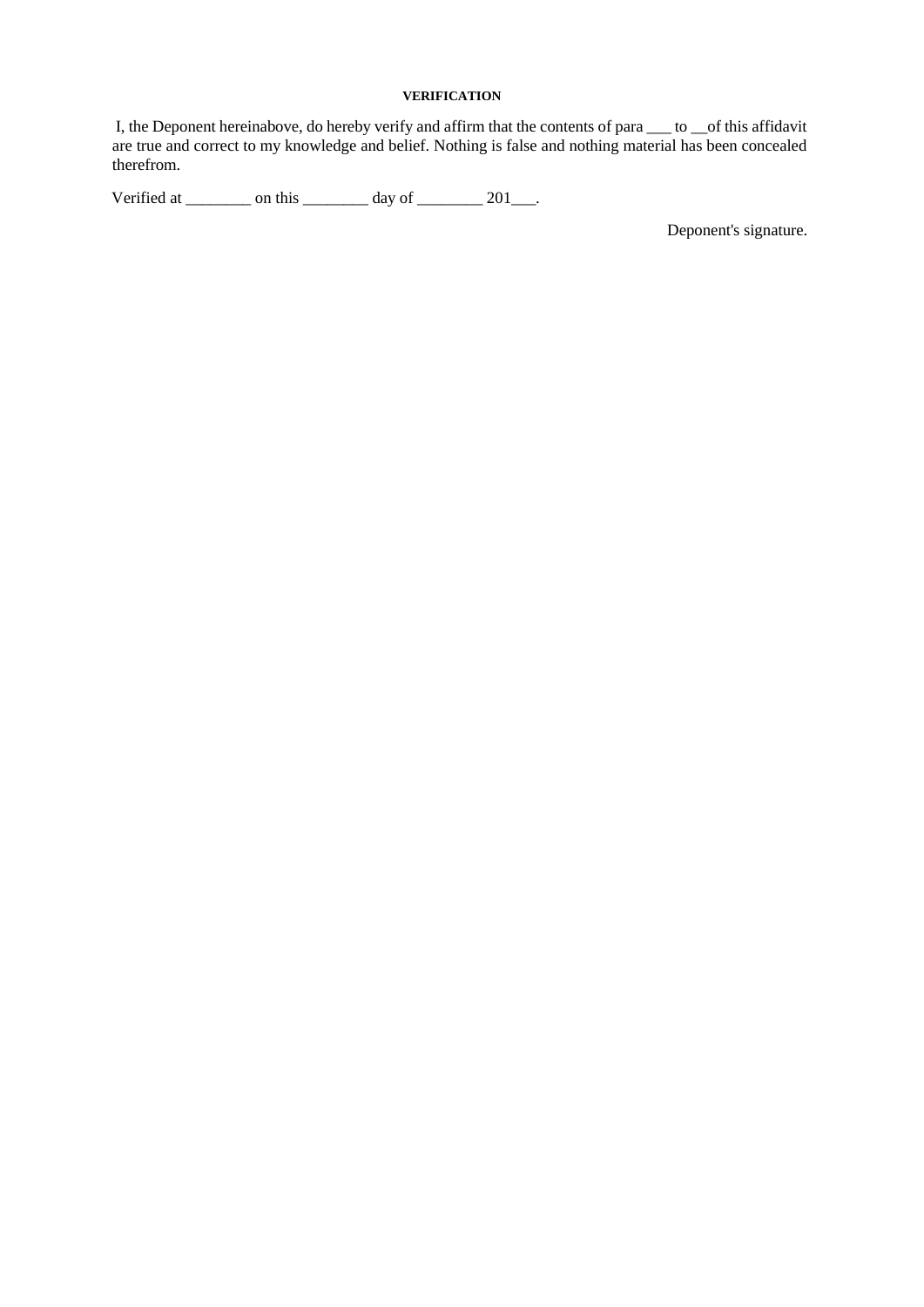**VERIFICATION**

I, the Deponent hereinabove, do hereby verify and affirm that the contents of para ___ to __of this affidavit are true and correct to my knowledge and belief. Nothing is false and nothing material has been concealed therefrom.

Verified at ________ on this ________ day of ________ 201___.

Deponent's signature.